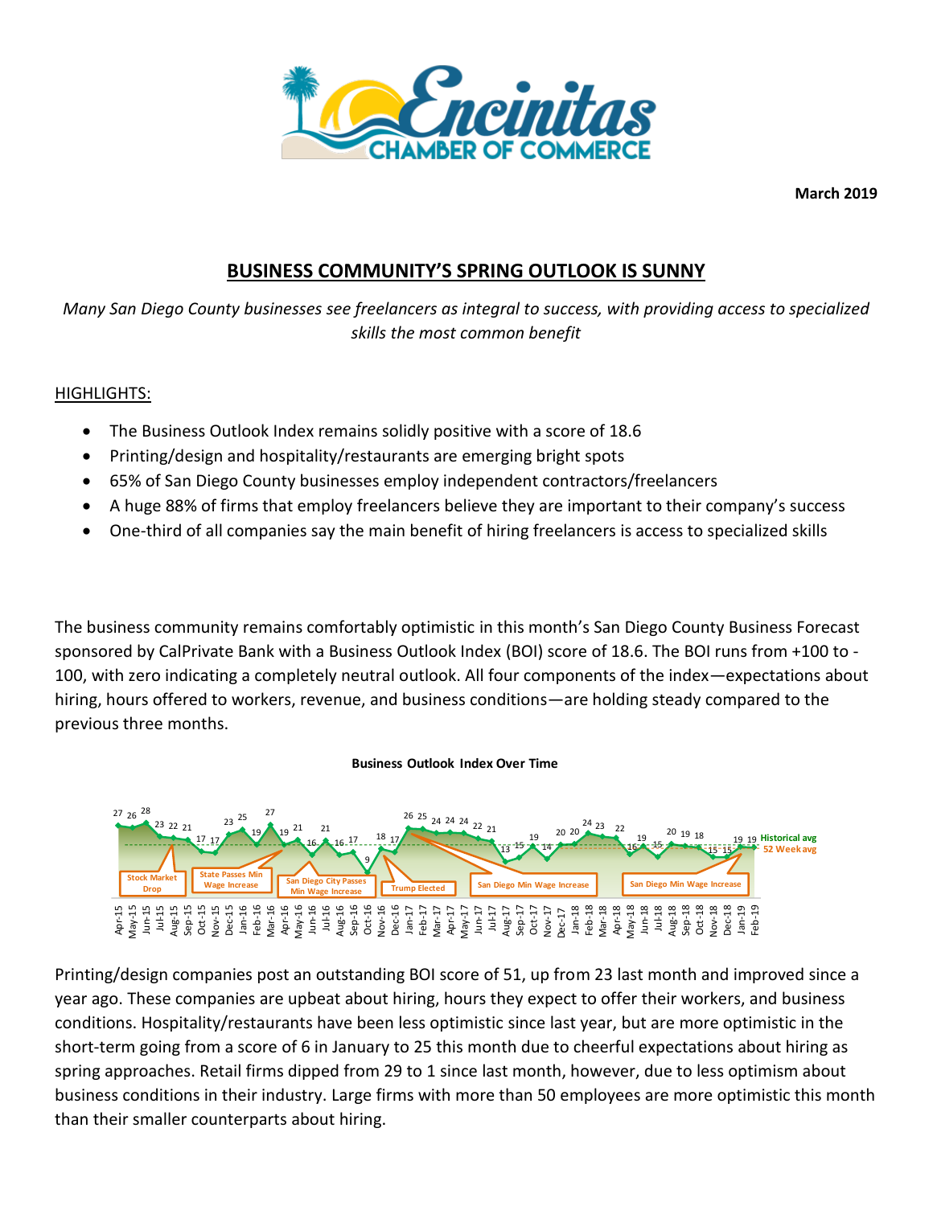**March 2019**

## BUSINESS COMMUNITY'S SPRING OUTLOOK IS SUNNY

*Many San Diego County businesses see freelancers as integral to success, with providing access to specialized skills the most common benefit*

HIGHLIGHTS:

- The Business Outlook Index remains solidly positive with a score of 18.6
- Printing/design and hospitality/restaurants are emerging bright spots
- 65% of San Diego County businesses employ independent contractors/freelancers
- A huge 88% of firms that employ freelancers believe they are important to their company's success
- One-third of all companies say the main benefit of hiring freelancers is access to specialized skills

The business community remains comfortably optimistic in this month's San Diego County Business Forecast sponsored by CalPrivate Bank with a Business Outlook Index (BOI) score of 18.6. The BOI runs from +100 to -100, with zero indicating a completely neutral outlook. All four components of the index—expectations about hiring, hours offered to workers, revenue, and business conditions—are holding steady compared to the previous three months.

**Business Outlook Index Over Time**

| Month | Apr-15 | May-15 | Jun-15 | Jul-15 | Aug-15 | Sep-15 | Oct-15 | Nov-15 | Dec-15 | Jan-16 | Feb-16 | Mar-16 | Apr-16 | May-16 | Jun-16 | Jul-16 | Aug-16 | Sep-16 | Oct-16 | Nov-16 | Dec-16 | Jan-17 | Feb-17 | Mar-17 | Apr-17 | May-17 | Jun-17 | Jul-17 | Aug-17 | Sep-17 | Oct-17 | Nov-17 | Dec-17 | Jan-18 | Feb-18 | Mar-18 | Apr-18 | May-18 | Jun-18 | Jul-18 | Aug-18 | Sep-18 | Oct-18 | Nov-18 | Dec-18 | Jan-19 | Feb-19 |
|---|---|---|---|---|---|---|---|---|---|---|---|---|---|---|---|---|---|---|---|---|---|---|---|---|---|---|---|---|---|---|---|---|---|---|---|---|---|---|---|---|---|---|---|---|---|---|---|
| BOI | 27 | 26 | 28 | 23 | 22 | 21 | 17 | 17 | 23 | 25 | 19 | 27 | 19 | 21 | 16 | 21 | 16 | 17 | 9 | 18 | 17 | 26 | 25 | 24 | 24 | 24 | 22 | 21 | 13 | 15 | 19 | 14 | 20 | 20 | 24 | 23 | 22 | 16 | 19 | 15 | 20 | 19 | 18 | 15 | 15 | 19 | 19 |

Annotations: Stock Market Drop; State Passes Min Wage Increase; San Diego City Passes Min Wage Increase; Trump Elected; San Diego Min Wage Increase; San Diego Min Wage Increase. Lines: Historical avg; 52 Week avg.

Printing/design companies post an outstanding BOI score of 51, up from 23 last month and improved since a year ago. These companies are upbeat about hiring, hours they expect to offer their workers, and business conditions. Hospitality/restaurants have been less optimistic since last year, but are more optimistic in the short-term going from a score of 6 in January to 25 this month due to cheerful expectations about hiring as spring approaches. Retail firms dipped from 29 to 1 since last month, however, due to less optimism about business conditions in their industry. Large firms with more than 50 employees are more optimistic this month than their smaller counterparts about hiring.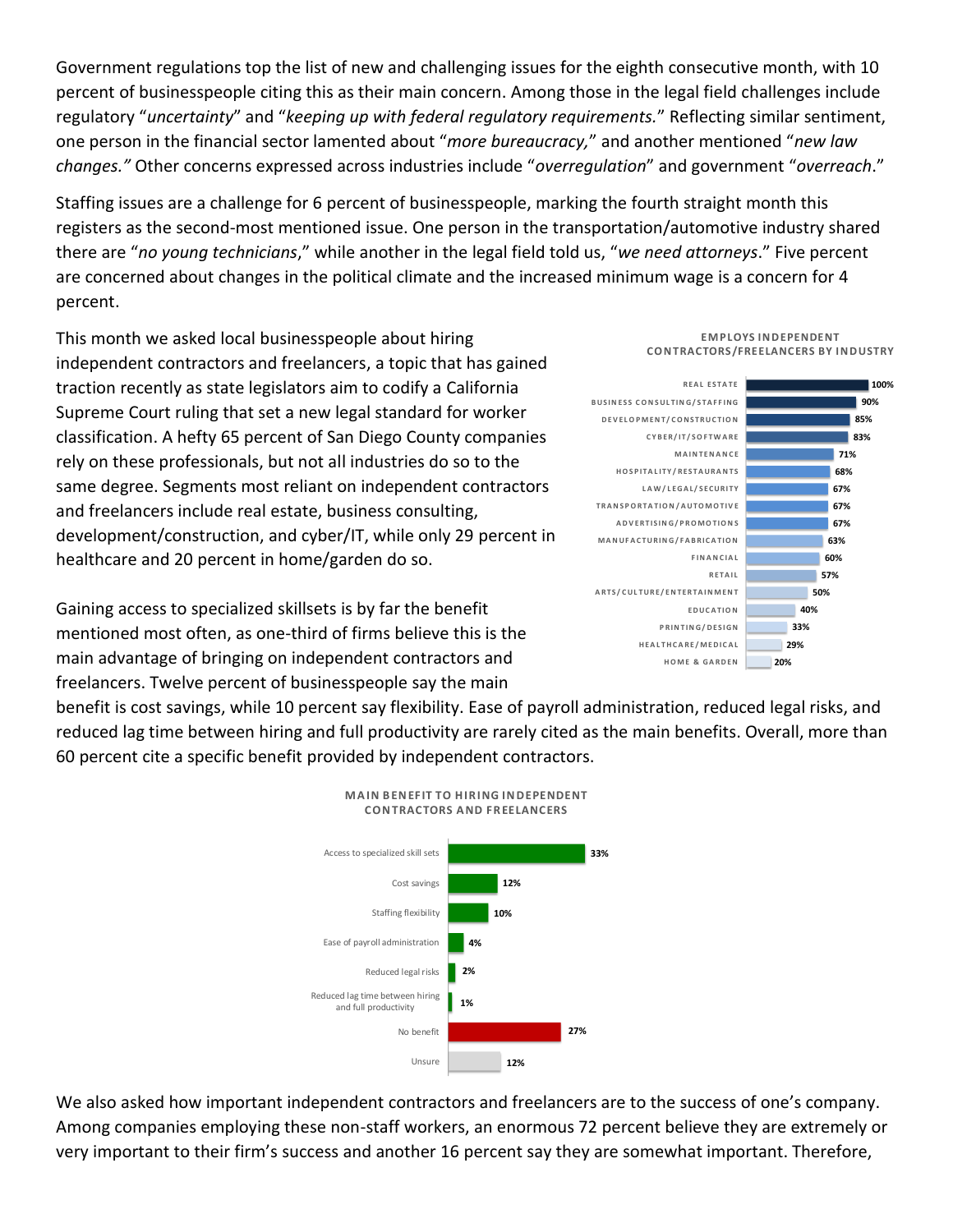Government regulations top the list of new and challenging issues for the eighth consecutive month, with 10 percent of businesspeople citing this as their main concern. Among those in the legal field challenges include regulatory "*uncertainty*" and "*keeping up with federal regulatory requirements.*" Reflecting similar sentiment, one person in the financial sector lamented about "*more bureaucracy,*" and another mentioned "*new law changes.*" Other concerns expressed across industries include "*overregulation*" and government "*overreach*."

Staffing issues are a challenge for 6 percent of businesspeople, marking the fourth straight month this registers as the second-most mentioned issue. One person in the transportation/automotive industry shared there are "*no young technicians*," while another in the legal field told us, "*we need attorneys*." Five percent are concerned about changes in the political climate and the increased minimum wage is a concern for 4 percent.

This month we asked local businesspeople about hiring independent contractors and freelancers, a topic that has gained traction recently as state legislators aim to codify a California Supreme Court ruling that set a new legal standard for worker classification. A hefty 65 percent of San Diego County companies rely on these professionals, but not all industries do so to the same degree. Segments most reliant on independent contractors and freelancers include real estate, business consulting, development/construction, and cyber/IT, while only 29 percent in healthcare and 20 percent in home/garden do so.

**EMPLOYS INDEPENDENT CONTRACTORS/FREELANCERS BY INDUSTRY**

| Industry | Percent |
| --- | --- |
| REAL ESTATE | 100% |
| BUSINESS CONSULTING/STAFFING | 90% |
| DEVELOPMENT/CONSTRUCTION | 85% |
| CYBER/IT/SOFTWARE | 83% |
| MAINTENANCE | 71% |
| HOSPITALITY/RESTAURANTS | 68% |
| LAW/LEGAL/SECURITY | 67% |
| TRANSPORTATION/AUTOMOTIVE | 67% |
| ADVERTISING/PROMOTIONS | 67% |
| MANUFACTURING/FABRICATION | 63% |
| FINANCIAL | 60% |
| RETAIL | 57% |
| ARTS/CULTURE/ENTERTAINMENT | 50% |
| EDUCATION | 40% |
| PRINTING/DESIGN | 33% |
| HEALTHCARE/MEDICAL | 29% |
| HOME & GARDEN | 20% |

Gaining access to specialized skillsets is by far the benefit mentioned most often, as one-third of firms believe this is the main advantage of bringing on independent contractors and freelancers. Twelve percent of businesspeople say the main benefit is cost savings, while 10 percent say flexibility. Ease of payroll administration, reduced legal risks, and reduced lag time between hiring and full productivity are rarely cited as the main benefits. Overall, more than 60 percent cite a specific benefit provided by independent contractors.

**MAIN BENEFIT TO HIRING INDEPENDENT CONTRACTORS AND FREELANCERS**

| Benefit | Percent |
| --- | --- |
| Access to specialized skill sets | 33% |
| Cost savings | 12% |
| Staffing flexibility | 10% |
| Ease of payroll administration | 4% |
| Reduced legal risks | 2% |
| Reduced lag time between hiring and full productivity | 1% |
| No benefit | 27% |
| Unsure | 12% |

We also asked how important independent contractors and freelancers are to the success of one's company. Among companies employing these non-staff workers, an enormous 72 percent believe they are extremely or very important to their firm's success and another 16 percent say they are somewhat important. Therefore,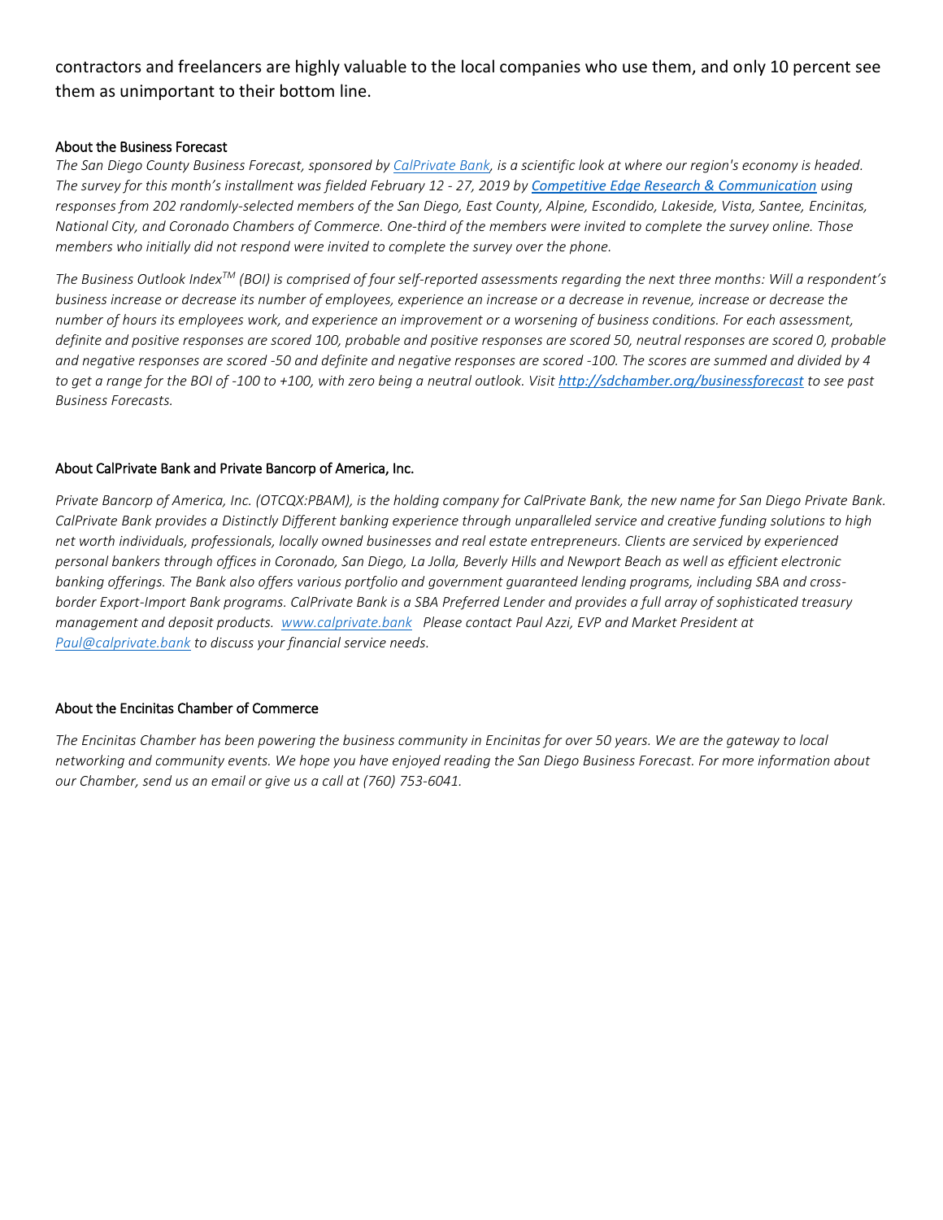contractors and freelancers are highly valuable to the local companies who use them, and only 10 percent see them as unimportant to their bottom line.

### About the Business Forecast

*The San Diego County Business Forecast, sponsored by [CalPrivate Bank](), is a scientific look at where our region's economy is headed. The survey for this month's installment was fielded February 12 - 27, 2019 by **[Competitive Edge Research & Communication]()** using responses from 202 randomly-selected members of the San Diego, East County, Alpine, Escondido, Lakeside, Vista, Santee, Encinitas, National City, and Coronado Chambers of Commerce. One-third of the members were invited to complete the survey online. Those members who initially did not respond were invited to complete the survey over the phone.*

*The Business Outlook Index™ (BOI) is comprised of four self-reported assessments regarding the next three months: Will a respondent's business increase or decrease its number of employees, experience an increase or a decrease in revenue, increase or decrease the number of hours its employees work, and experience an improvement or a worsening of business conditions. For each assessment, definite and positive responses are scored 100, probable and positive responses are scored 50, neutral responses are scored 0, probable and negative responses are scored -50 and definite and negative responses are scored -100. The scores are summed and divided by 4 to get a range for the BOI of -100 to +100, with zero being a neutral outlook. Visit **http://sdchamber.org/businessforecast** to see past Business Forecasts.*

### About CalPrivate Bank and Private Bancorp of America, Inc.

*Private Bancorp of America, Inc. (OTCQX:PBAM), is the holding company for CalPrivate Bank, the new name for San Diego Private Bank. CalPrivate Bank provides a Distinctly Different banking experience through unparalleled service and creative funding solutions to high net worth individuals, professionals, locally owned businesses and real estate entrepreneurs. Clients are serviced by experienced personal bankers through offices in Coronado, San Diego, La Jolla, Beverly Hills and Newport Beach as well as efficient electronic banking offerings. The Bank also offers various portfolio and government guaranteed lending programs, including SBA and cross-border Export-Import Bank programs. CalPrivate Bank is a SBA Preferred Lender and provides a full array of sophisticated treasury management and deposit products. www.calprivate.bank Please contact Paul Azzi, EVP and Market President at Paul@calprivate.bank to discuss your financial service needs.*

### About the Encinitas Chamber of Commerce

*The Encinitas Chamber has been powering the business community in Encinitas for over 50 years. We are the gateway to local networking and community events. We hope you have enjoyed reading the San Diego Business Forecast. For more information about our Chamber, send us an email or give us a call at (760) 753-6041.*